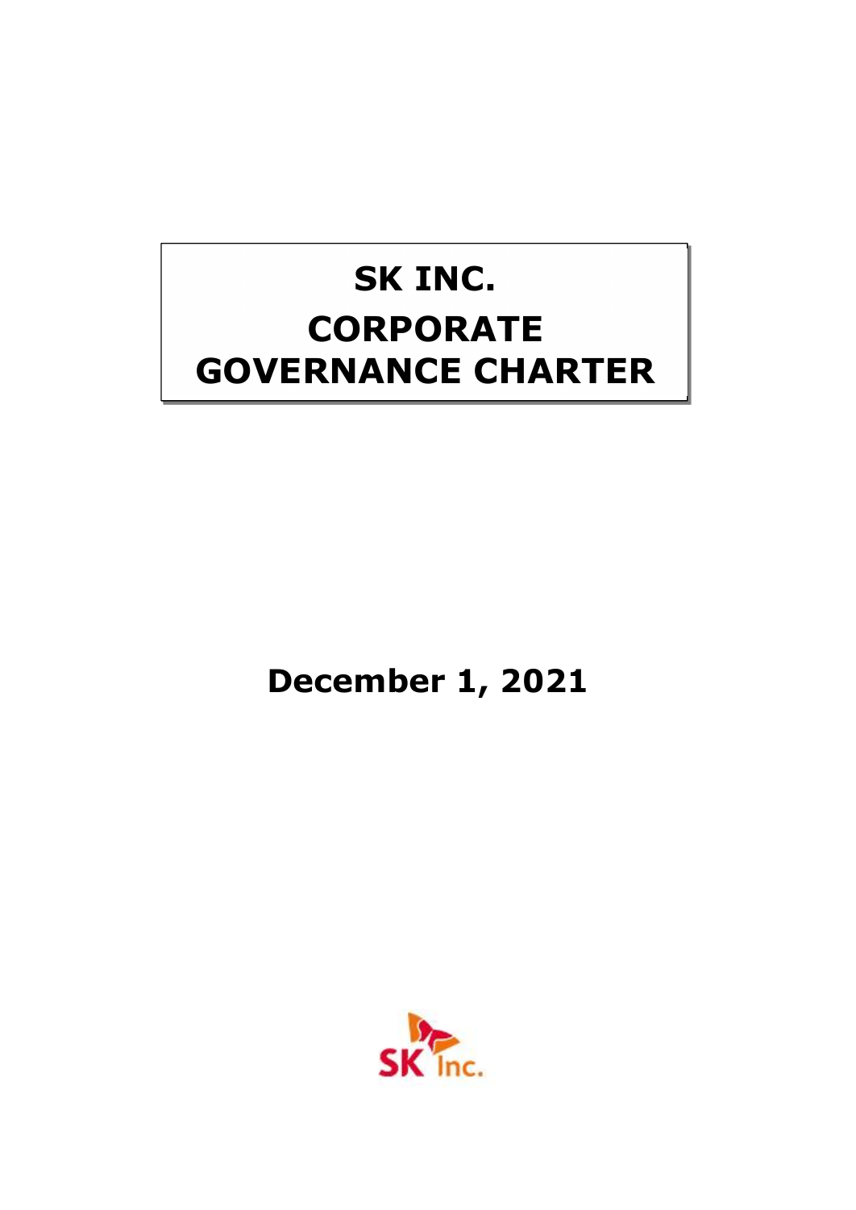# SK INC.

# CORPORATE GOVERNANCE CHARTER

**December 1, 2021**

SK Inc.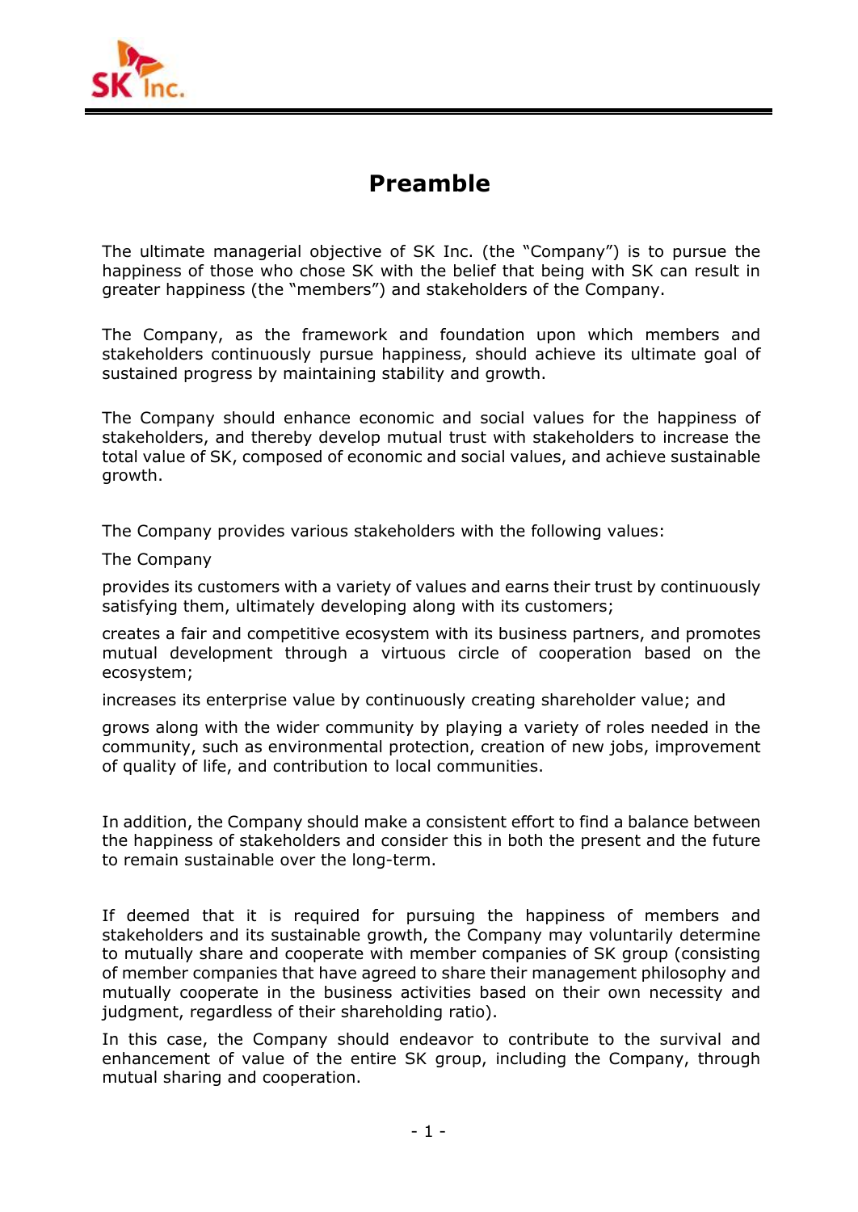# Preamble

The ultimate managerial objective of SK Inc. (the "Company") is to pursue the happiness of those who chose SK with the belief that being with SK can result in greater happiness (the "members") and stakeholders of the Company.

The Company, as the framework and foundation upon which members and stakeholders continuously pursue happiness, should achieve its ultimate goal of sustained progress by maintaining stability and growth.

The Company should enhance economic and social values for the happiness of stakeholders, and thereby develop mutual trust with stakeholders to increase the total value of SK, composed of economic and social values, and achieve sustainable growth.

The Company provides various stakeholders with the following values:

The Company

provides its customers with a variety of values and earns their trust by continuously satisfying them, ultimately developing along with its customers;

creates a fair and competitive ecosystem with its business partners, and promotes mutual development through a virtuous circle of cooperation based on the ecosystem;

increases its enterprise value by continuously creating shareholder value; and

grows along with the wider community by playing a variety of roles needed in the community, such as environmental protection, creation of new jobs, improvement of quality of life, and contribution to local communities.

In addition, the Company should make a consistent effort to find a balance between the happiness of stakeholders and consider this in both the present and the future to remain sustainable over the long-term.

If deemed that it is required for pursuing the happiness of members and stakeholders and its sustainable growth, the Company may voluntarily determine to mutually share and cooperate with member companies of SK group (consisting of member companies that have agreed to share their management philosophy and mutually cooperate in the business activities based on their own necessity and judgment, regardless of their shareholding ratio).

In this case, the Company should endeavor to contribute to the survival and enhancement of value of the entire SK group, including the Company, through mutual sharing and cooperation.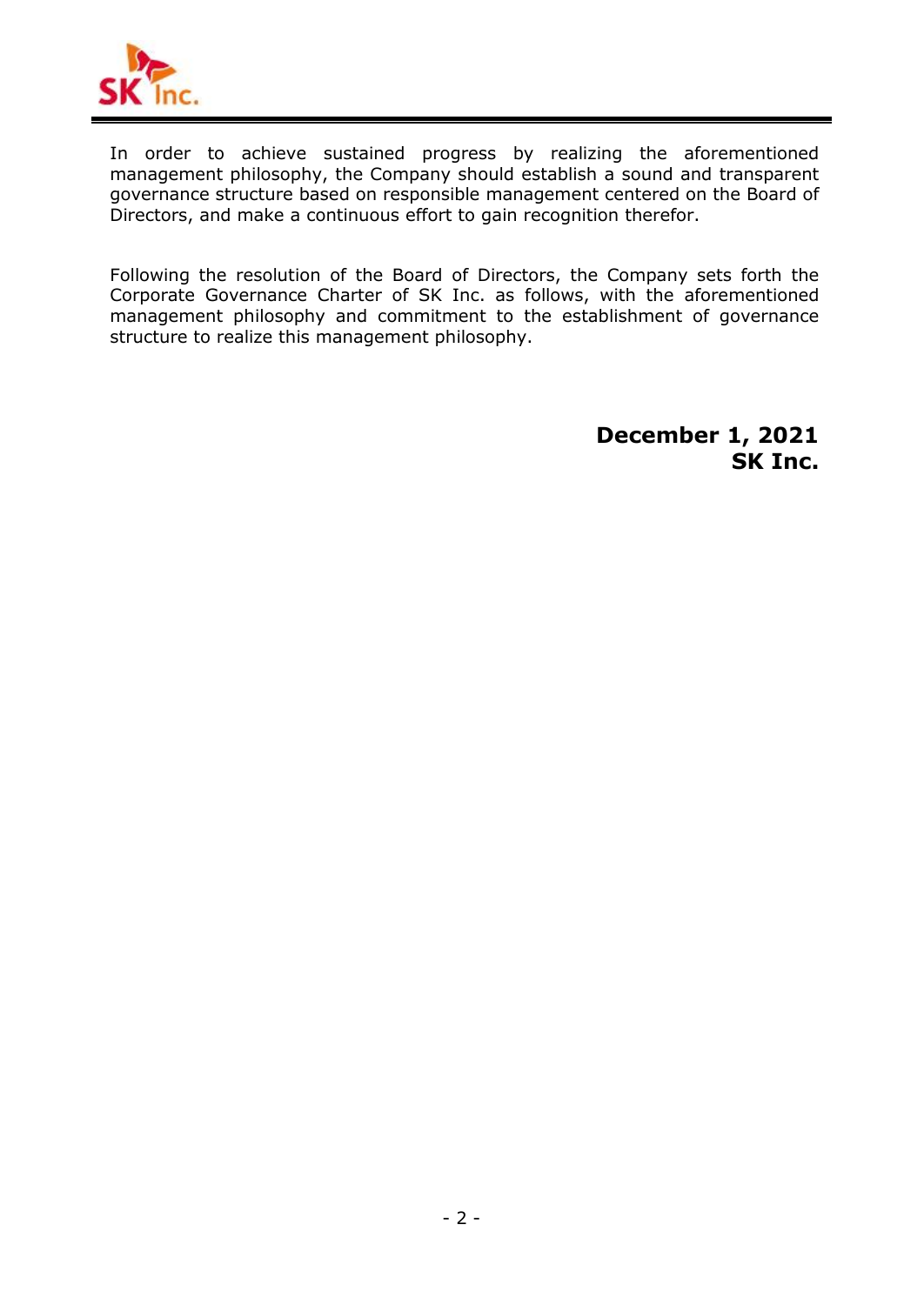In order to achieve sustained progress by realizing the aforementioned management philosophy, the Company should establish a sound and transparent governance structure based on responsible management centered on the Board of Directors, and make a continuous effort to gain recognition therefor.

Following the resolution of the Board of Directors, the Company sets forth the Corporate Governance Charter of SK Inc. as follows, with the aforementioned management philosophy and commitment to the establishment of governance structure to realize this management philosophy.

**December 1, 2021**
**SK Inc.**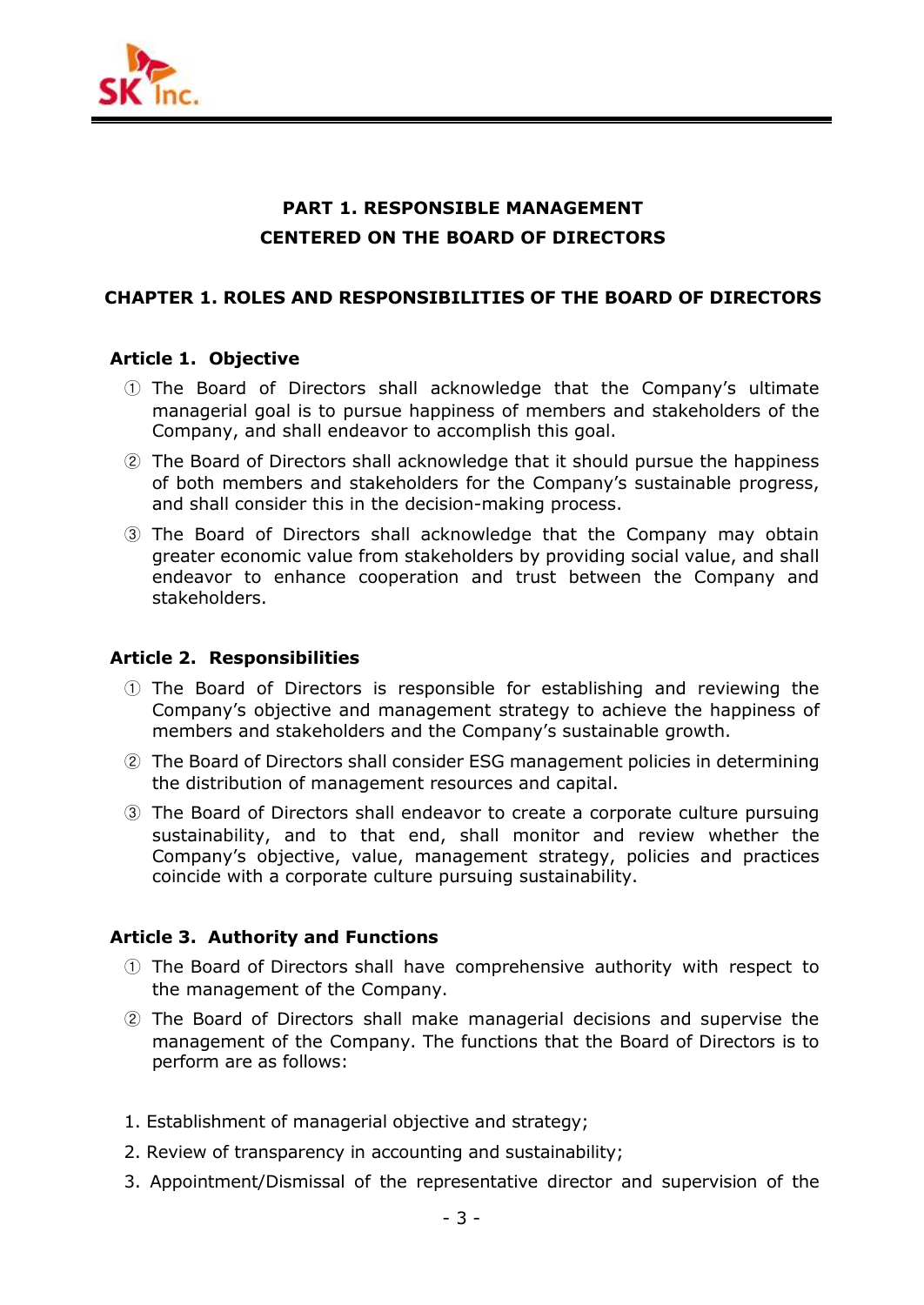# PART 1. RESPONSIBLE MANAGEMENT CENTERED ON THE BOARD OF DIRECTORS

## CHAPTER 1. ROLES AND RESPONSIBILITIES OF THE BOARD OF DIRECTORS

### Article 1. Objective

① The Board of Directors shall acknowledge that the Company's ultimate managerial goal is to pursue happiness of members and stakeholders of the Company, and shall endeavor to accomplish this goal.

② The Board of Directors shall acknowledge that it should pursue the happiness of both members and stakeholders for the Company's sustainable progress, and shall consider this in the decision-making process.

③ The Board of Directors shall acknowledge that the Company may obtain greater economic value from stakeholders by providing social value, and shall endeavor to enhance cooperation and trust between the Company and stakeholders.

### Article 2. Responsibilities

① The Board of Directors is responsible for establishing and reviewing the Company's objective and management strategy to achieve the happiness of members and stakeholders and the Company's sustainable growth.

② The Board of Directors shall consider ESG management policies in determining the distribution of management resources and capital.

③ The Board of Directors shall endeavor to create a corporate culture pursuing sustainability, and to that end, shall monitor and review whether the Company's objective, value, management strategy, policies and practices coincide with a corporate culture pursuing sustainability.

### Article 3. Authority and Functions

① The Board of Directors shall have comprehensive authority with respect to the management of the Company.

② The Board of Directors shall make managerial decisions and supervise the management of the Company. The functions that the Board of Directors is to perform are as follows:

1. Establishment of managerial objective and strategy;
2. Review of transparency in accounting and sustainability;
3. Appointment/Dismissal of the representative director and supervision of the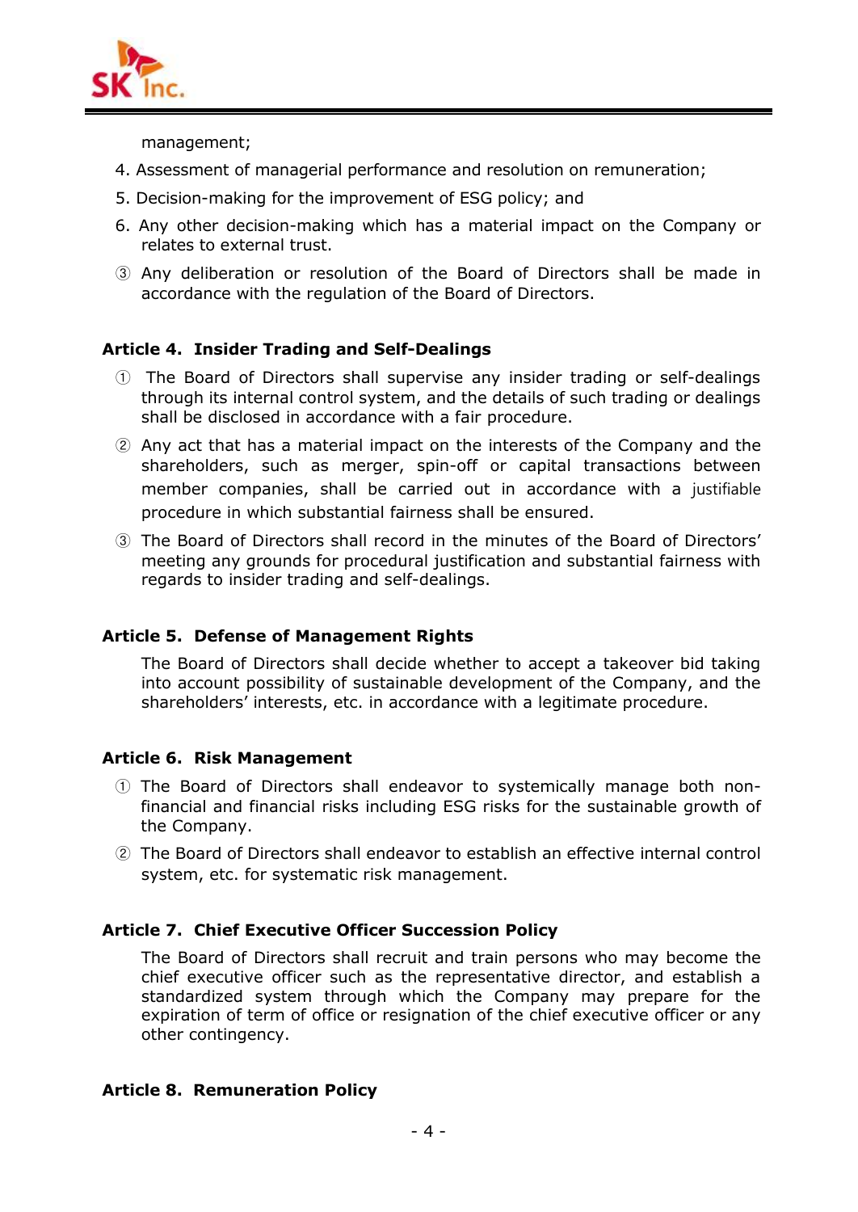management;

4. Assessment of managerial performance and resolution on remuneration;
5. Decision-making for the improvement of ESG policy; and
6. Any other decision-making which has a material impact on the Company or relates to external trust.

③ Any deliberation or resolution of the Board of Directors shall be made in accordance with the regulation of the Board of Directors.

**Article 4. Insider Trading and Self-Dealings**

① The Board of Directors shall supervise any insider trading or self-dealings through its internal control system, and the details of such trading or dealings shall be disclosed in accordance with a fair procedure.

② Any act that has a material impact on the interests of the Company and the shareholders, such as merger, spin-off or capital transactions between member companies, shall be carried out in accordance with a justifiable procedure in which substantial fairness shall be ensured.

③ The Board of Directors shall record in the minutes of the Board of Directors' meeting any grounds for procedural justification and substantial fairness with regards to insider trading and self-dealings.

**Article 5. Defense of Management Rights**

The Board of Directors shall decide whether to accept a takeover bid taking into account possibility of sustainable development of the Company, and the shareholders' interests, etc. in accordance with a legitimate procedure.

**Article 6. Risk Management**

① The Board of Directors shall endeavor to systemically manage both non-financial and financial risks including ESG risks for the sustainable growth of the Company.

② The Board of Directors shall endeavor to establish an effective internal control system, etc. for systematic risk management.

**Article 7. Chief Executive Officer Succession Policy**

The Board of Directors shall recruit and train persons who may become the chief executive officer such as the representative director, and establish a standardized system through which the Company may prepare for the expiration of term of office or resignation of the chief executive officer or any other contingency.

**Article 8. Remuneration Policy**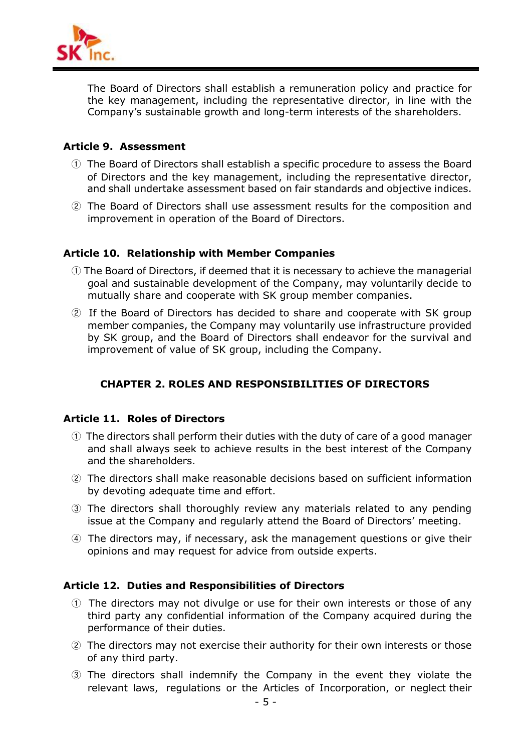The Board of Directors shall establish a remuneration policy and practice for the key management, including the representative director, in line with the Company's sustainable growth and long-term interests of the shareholders.

### Article 9. Assessment

① The Board of Directors shall establish a specific procedure to assess the Board of Directors and the key management, including the representative director, and shall undertake assessment based on fair standards and objective indices.

② The Board of Directors shall use assessment results for the composition and improvement in operation of the Board of Directors.

### Article 10. Relationship with Member Companies

① The Board of Directors, if deemed that it is necessary to achieve the managerial goal and sustainable development of the Company, may voluntarily decide to mutually share and cooperate with SK group member companies.

② If the Board of Directors has decided to share and cooperate with SK group member companies, the Company may voluntarily use infrastructure provided by SK group, and the Board of Directors shall endeavor for the survival and improvement of value of SK group, including the Company.

## CHAPTER 2. ROLES AND RESPONSIBILITIES OF DIRECTORS

### Article 11. Roles of Directors

① The directors shall perform their duties with the duty of care of a good manager and shall always seek to achieve results in the best interest of the Company and the shareholders.

② The directors shall make reasonable decisions based on sufficient information by devoting adequate time and effort.

③ The directors shall thoroughly review any materials related to any pending issue at the Company and regularly attend the Board of Directors' meeting.

④ The directors may, if necessary, ask the management questions or give their opinions and may request for advice from outside experts.

### Article 12. Duties and Responsibilities of Directors

① The directors may not divulge or use for their own interests or those of any third party any confidential information of the Company acquired during the performance of their duties.

② The directors may not exercise their authority for their own interests or those of any third party.

③ The directors shall indemnify the Company in the event they violate the relevant laws, regulations or the Articles of Incorporation, or neglect their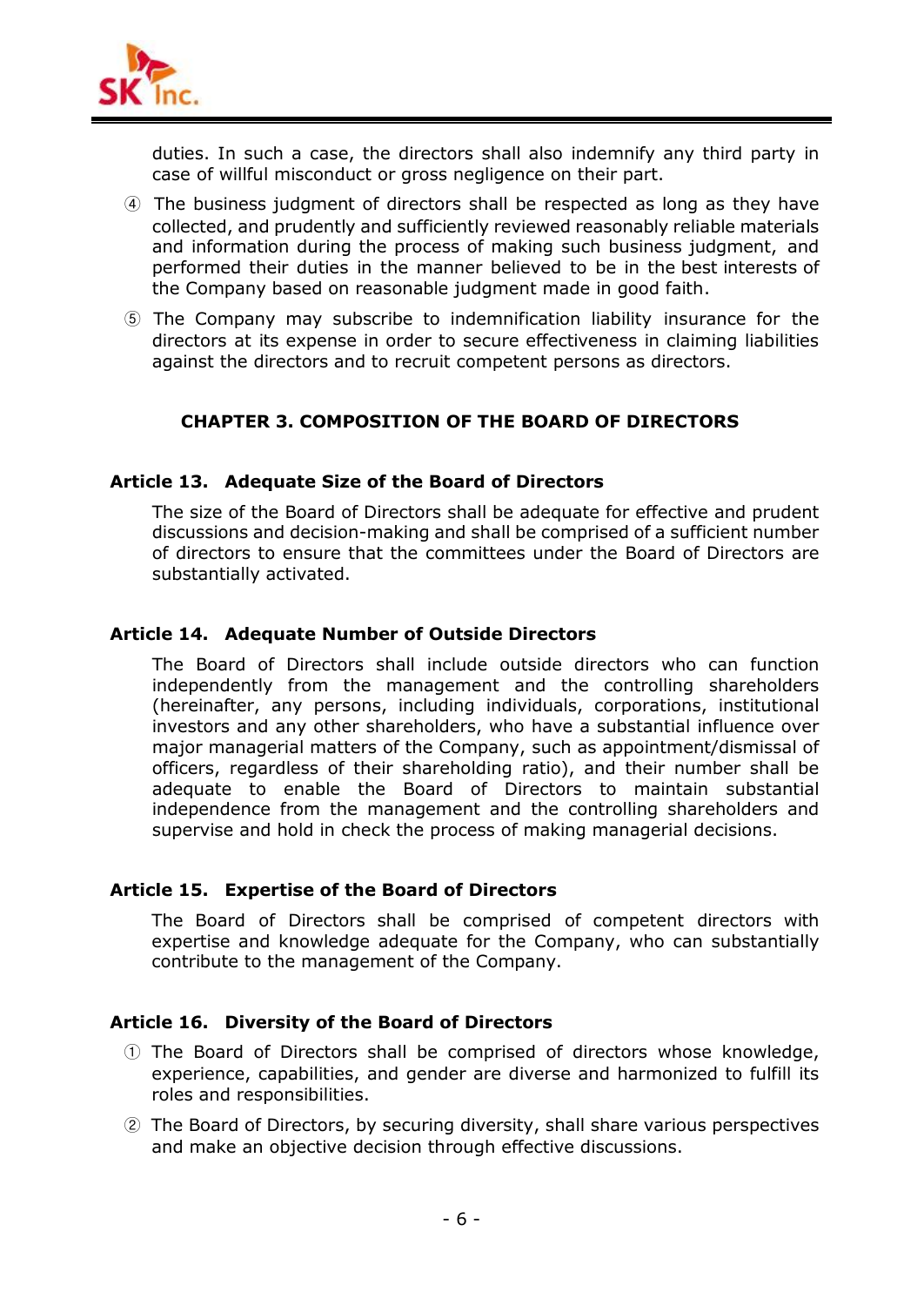duties. In such a case, the directors shall also indemnify any third party in case of willful misconduct or gross negligence on their part.

④ The business judgment of directors shall be respected as long as they have collected, and prudently and sufficiently reviewed reasonably reliable materials and information during the process of making such business judgment, and performed their duties in the manner believed to be in the best interests of the Company based on reasonable judgment made in good faith.

⑤ The Company may subscribe to indemnification liability insurance for the directors at its expense in order to secure effectiveness in claiming liabilities against the directors and to recruit competent persons as directors.

## CHAPTER 3. COMPOSITION OF THE BOARD OF DIRECTORS

### Article 13. Adequate Size of the Board of Directors

The size of the Board of Directors shall be adequate for effective and prudent discussions and decision-making and shall be comprised of a sufficient number of directors to ensure that the committees under the Board of Directors are substantially activated.

### Article 14. Adequate Number of Outside Directors

The Board of Directors shall include outside directors who can function independently from the management and the controlling shareholders (hereinafter, any persons, including individuals, corporations, institutional investors and any other shareholders, who have a substantial influence over major managerial matters of the Company, such as appointment/dismissal of officers, regardless of their shareholding ratio), and their number shall be adequate to enable the Board of Directors to maintain substantial independence from the management and the controlling shareholders and supervise and hold in check the process of making managerial decisions.

### Article 15. Expertise of the Board of Directors

The Board of Directors shall be comprised of competent directors with expertise and knowledge adequate for the Company, who can substantially contribute to the management of the Company.

### Article 16. Diversity of the Board of Directors

① The Board of Directors shall be comprised of directors whose knowledge, experience, capabilities, and gender are diverse and harmonized to fulfill its roles and responsibilities.

② The Board of Directors, by securing diversity, shall share various perspectives and make an objective decision through effective discussions.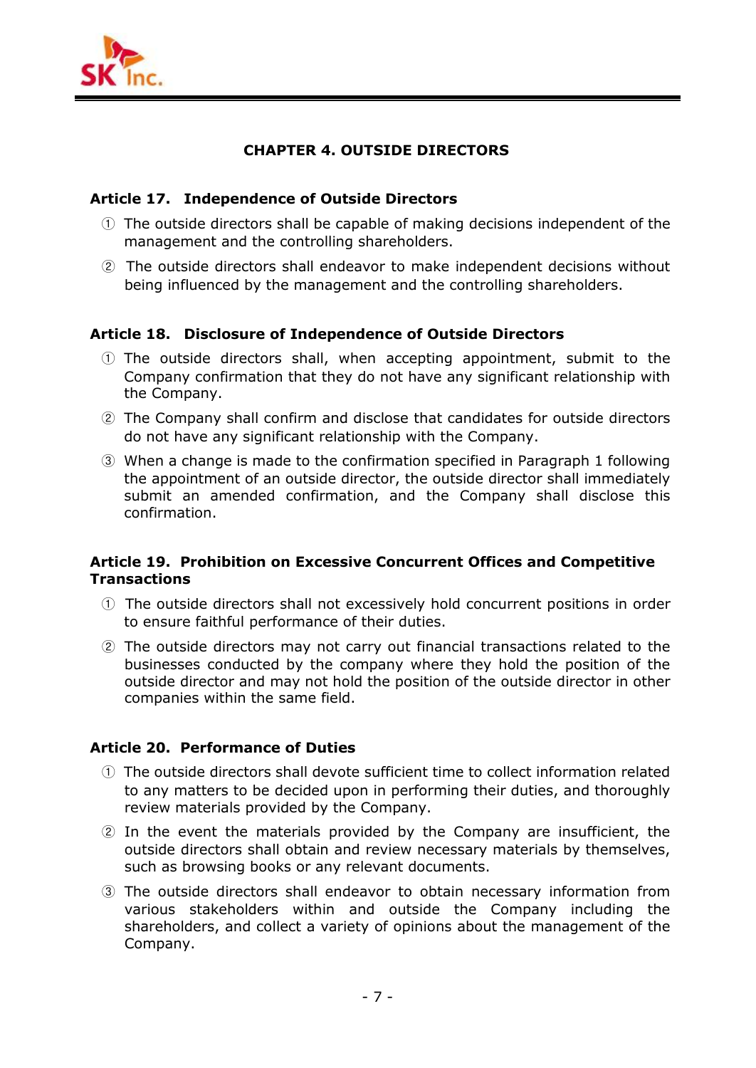## CHAPTER 4. OUTSIDE DIRECTORS

### Article 17. Independence of Outside Directors

① The outside directors shall be capable of making decisions independent of the management and the controlling shareholders.

② The outside directors shall endeavor to make independent decisions without being influenced by the management and the controlling shareholders.

### Article 18. Disclosure of Independence of Outside Directors

① The outside directors shall, when accepting appointment, submit to the Company confirmation that they do not have any significant relationship with the Company.

② The Company shall confirm and disclose that candidates for outside directors do not have any significant relationship with the Company.

③ When a change is made to the confirmation specified in Paragraph 1 following the appointment of an outside director, the outside director shall immediately submit an amended confirmation, and the Company shall disclose this confirmation.

### Article 19. Prohibition on Excessive Concurrent Offices and Competitive Transactions

① The outside directors shall not excessively hold concurrent positions in order to ensure faithful performance of their duties.

② The outside directors may not carry out financial transactions related to the businesses conducted by the company where they hold the position of the outside director and may not hold the position of the outside director in other companies within the same field.

### Article 20. Performance of Duties

① The outside directors shall devote sufficient time to collect information related to any matters to be decided upon in performing their duties, and thoroughly review materials provided by the Company.

② In the event the materials provided by the Company are insufficient, the outside directors shall obtain and review necessary materials by themselves, such as browsing books or any relevant documents.

③ The outside directors shall endeavor to obtain necessary information from various stakeholders within and outside the Company including the shareholders, and collect a variety of opinions about the management of the Company.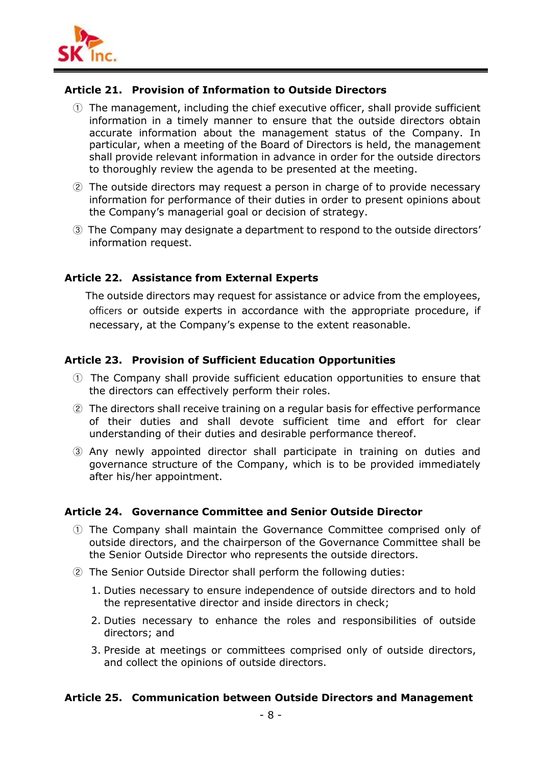### Article 21. Provision of Information to Outside Directors

① The management, including the chief executive officer, shall provide sufficient information in a timely manner to ensure that the outside directors obtain accurate information about the management status of the Company. In particular, when a meeting of the Board of Directors is held, the management shall provide relevant information in advance in order for the outside directors to thoroughly review the agenda to be presented at the meeting.

② The outside directors may request a person in charge of to provide necessary information for performance of their duties in order to present opinions about the Company's managerial goal or decision of strategy.

③ The Company may designate a department to respond to the outside directors' information request.

### Article 22. Assistance from External Experts

The outside directors may request for assistance or advice from the employees, officers or outside experts in accordance with the appropriate procedure, if necessary, at the Company's expense to the extent reasonable.

### Article 23. Provision of Sufficient Education Opportunities

① The Company shall provide sufficient education opportunities to ensure that the directors can effectively perform their roles.

② The directors shall receive training on a regular basis for effective performance of their duties and shall devote sufficient time and effort for clear understanding of their duties and desirable performance thereof.

③ Any newly appointed director shall participate in training on duties and governance structure of the Company, which is to be provided immediately after his/her appointment.

### Article 24. Governance Committee and Senior Outside Director

① The Company shall maintain the Governance Committee comprised only of outside directors, and the chairperson of the Governance Committee shall be the Senior Outside Director who represents the outside directors.

② The Senior Outside Director shall perform the following duties:

1. Duties necessary to ensure independence of outside directors and to hold the representative director and inside directors in check;
2. Duties necessary to enhance the roles and responsibilities of outside directors; and
3. Preside at meetings or committees comprised only of outside directors, and collect the opinions of outside directors.

### Article 25. Communication between Outside Directors and Management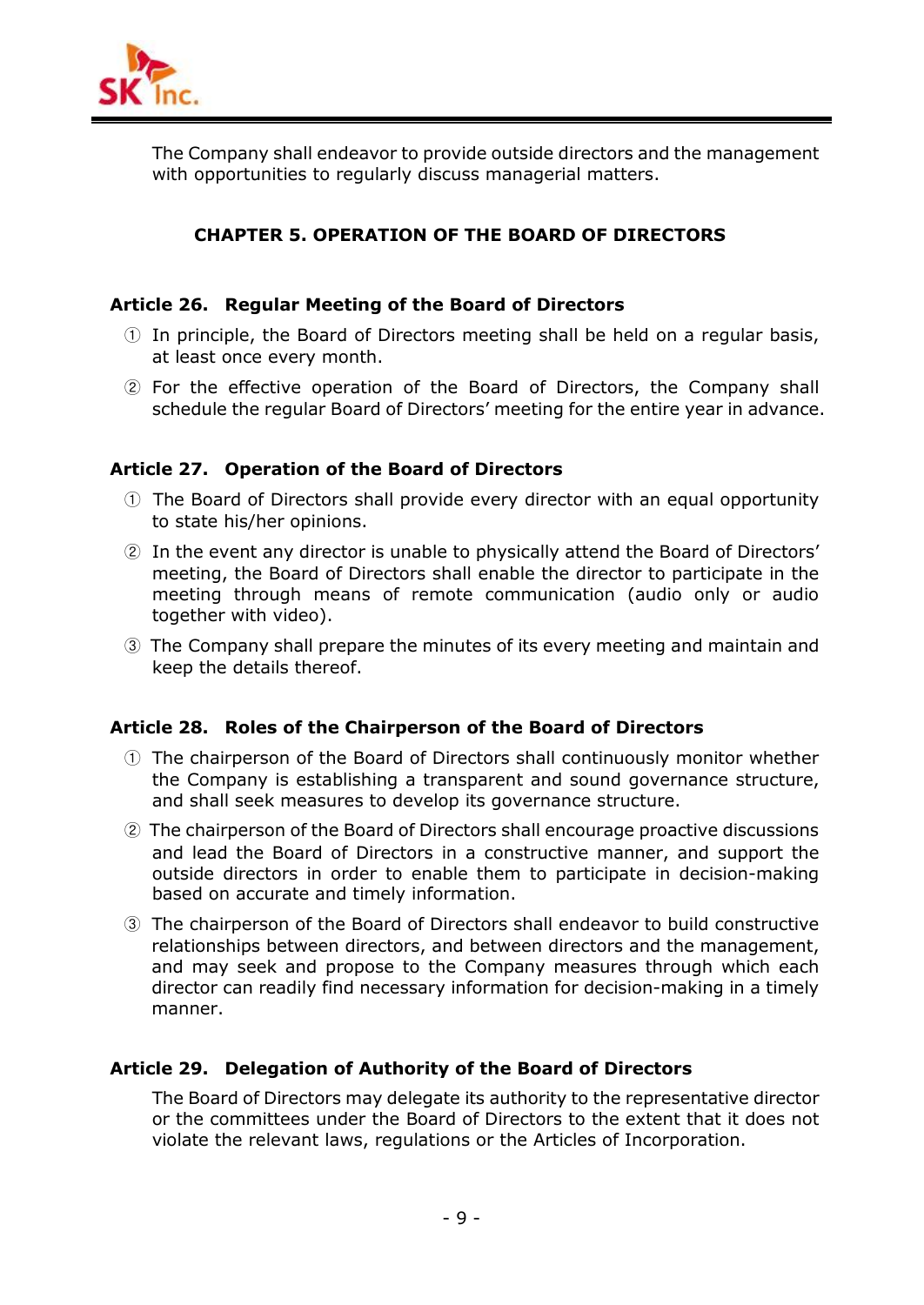The Company shall endeavor to provide outside directors and the management with opportunities to regularly discuss managerial matters.

## CHAPTER 5. OPERATION OF THE BOARD OF DIRECTORS

### Article 26. Regular Meeting of the Board of Directors

① In principle, the Board of Directors meeting shall be held on a regular basis, at least once every month.

② For the effective operation of the Board of Directors, the Company shall schedule the regular Board of Directors' meeting for the entire year in advance.

### Article 27. Operation of the Board of Directors

① The Board of Directors shall provide every director with an equal opportunity to state his/her opinions.

② In the event any director is unable to physically attend the Board of Directors' meeting, the Board of Directors shall enable the director to participate in the meeting through means of remote communication (audio only or audio together with video).

③ The Company shall prepare the minutes of its every meeting and maintain and keep the details thereof.

### Article 28. Roles of the Chairperson of the Board of Directors

① The chairperson of the Board of Directors shall continuously monitor whether the Company is establishing a transparent and sound governance structure, and shall seek measures to develop its governance structure.

② The chairperson of the Board of Directors shall encourage proactive discussions and lead the Board of Directors in a constructive manner, and support the outside directors in order to enable them to participate in decision-making based on accurate and timely information.

③ The chairperson of the Board of Directors shall endeavor to build constructive relationships between directors, and between directors and the management, and may seek and propose to the Company measures through which each director can readily find necessary information for decision-making in a timely manner.

### Article 29. Delegation of Authority of the Board of Directors

The Board of Directors may delegate its authority to the representative director or the committees under the Board of Directors to the extent that it does not violate the relevant laws, regulations or the Articles of Incorporation.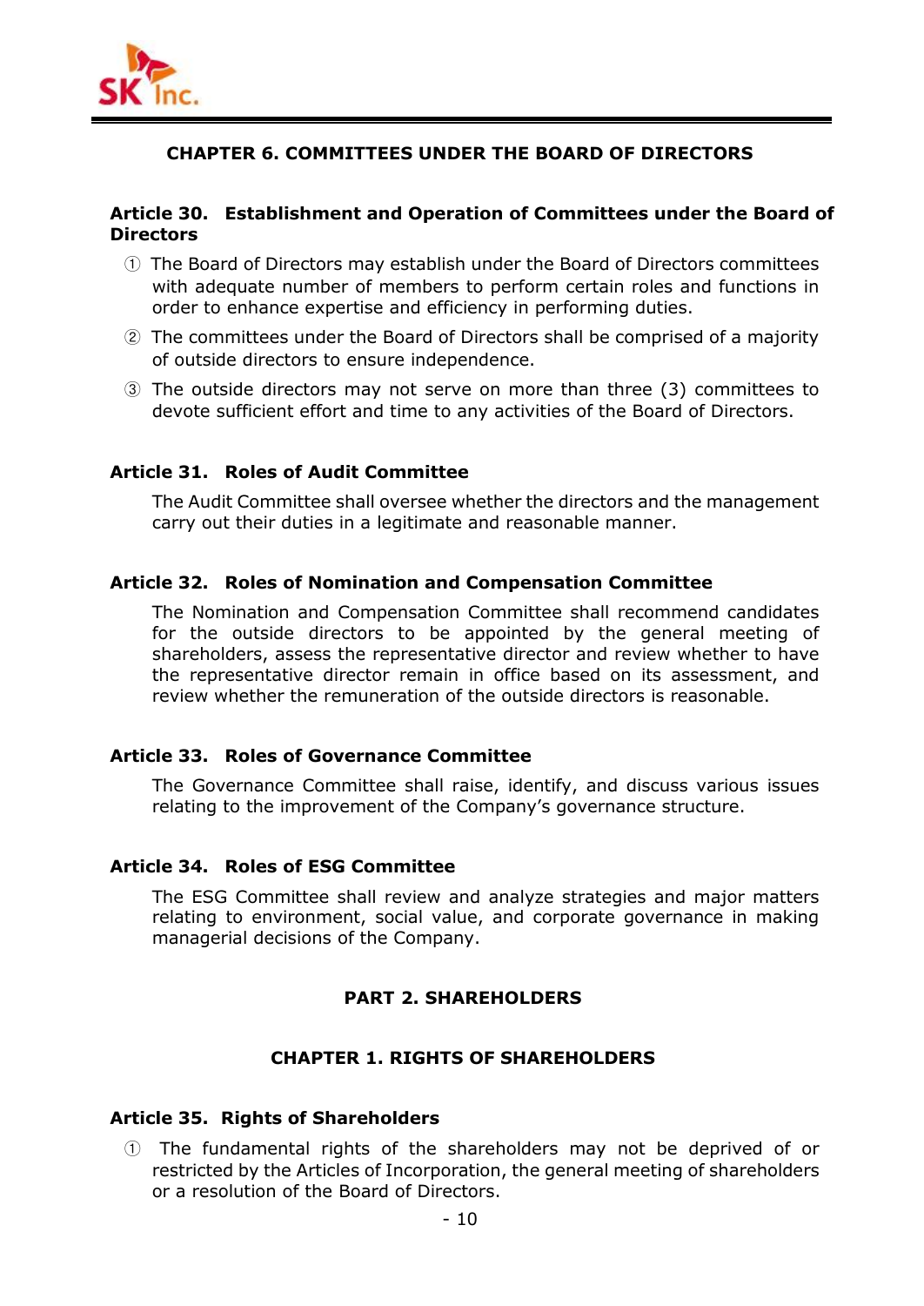## CHAPTER 6. COMMITTEES UNDER THE BOARD OF DIRECTORS

### Article 30. Establishment and Operation of Committees under the Board of Directors

① The Board of Directors may establish under the Board of Directors committees with adequate number of members to perform certain roles and functions in order to enhance expertise and efficiency in performing duties.

② The committees under the Board of Directors shall be comprised of a majority of outside directors to ensure independence.

③ The outside directors may not serve on more than three (3) committees to devote sufficient effort and time to any activities of the Board of Directors.

### Article 31. Roles of Audit Committee

The Audit Committee shall oversee whether the directors and the management carry out their duties in a legitimate and reasonable manner.

### Article 32. Roles of Nomination and Compensation Committee

The Nomination and Compensation Committee shall recommend candidates for the outside directors to be appointed by the general meeting of shareholders, assess the representative director and review whether to have the representative director remain in office based on its assessment, and review whether the remuneration of the outside directors is reasonable.

### Article 33. Roles of Governance Committee

The Governance Committee shall raise, identify, and discuss various issues relating to the improvement of the Company's governance structure.

### Article 34. Roles of ESG Committee

The ESG Committee shall review and analyze strategies and major matters relating to environment, social value, and corporate governance in making managerial decisions of the Company.

# PART 2. SHAREHOLDERS

## CHAPTER 1. RIGHTS OF SHAREHOLDERS

### Article 35. Rights of Shareholders

① The fundamental rights of the shareholders may not be deprived of or restricted by the Articles of Incorporation, the general meeting of shareholders or a resolution of the Board of Directors.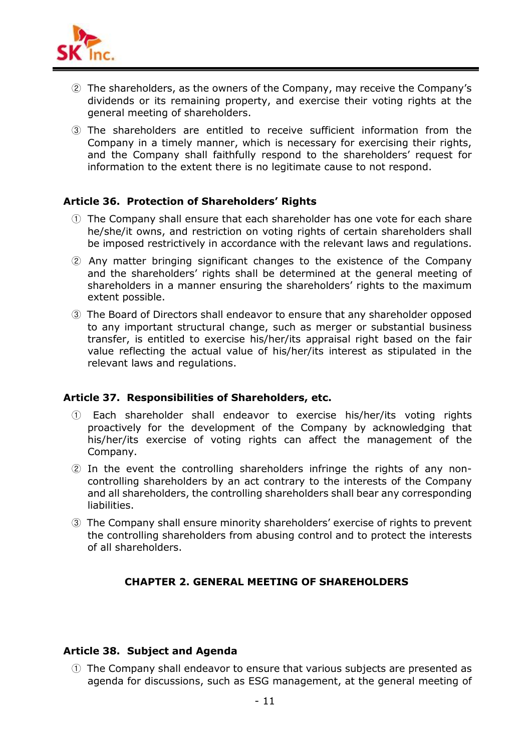② The shareholders, as the owners of the Company, may receive the Company's dividends or its remaining property, and exercise their voting rights at the general meeting of shareholders.

③ The shareholders are entitled to receive sufficient information from the Company in a timely manner, which is necessary for exercising their rights, and the Company shall faithfully respond to the shareholders' request for information to the extent there is no legitimate cause to not respond.

### Article 36. Protection of Shareholders' Rights

① The Company shall ensure that each shareholder has one vote for each share he/she/it owns, and restriction on voting rights of certain shareholders shall be imposed restrictively in accordance with the relevant laws and regulations.

② Any matter bringing significant changes to the existence of the Company and the shareholders' rights shall be determined at the general meeting of shareholders in a manner ensuring the shareholders' rights to the maximum extent possible.

③ The Board of Directors shall endeavor to ensure that any shareholder opposed to any important structural change, such as merger or substantial business transfer, is entitled to exercise his/her/its appraisal right based on the fair value reflecting the actual value of his/her/its interest as stipulated in the relevant laws and regulations.

### Article 37. Responsibilities of Shareholders, etc.

① Each shareholder shall endeavor to exercise his/her/its voting rights proactively for the development of the Company by acknowledging that his/her/its exercise of voting rights can affect the management of the Company.

② In the event the controlling shareholders infringe the rights of any non-controlling shareholders by an act contrary to the interests of the Company and all shareholders, the controlling shareholders shall bear any corresponding liabilities.

③ The Company shall ensure minority shareholders' exercise of rights to prevent the controlling shareholders from abusing control and to protect the interests of all shareholders.

## CHAPTER 2. GENERAL MEETING OF SHAREHOLDERS

### Article 38. Subject and Agenda

① The Company shall endeavor to ensure that various subjects are presented as agenda for discussions, such as ESG management, at the general meeting of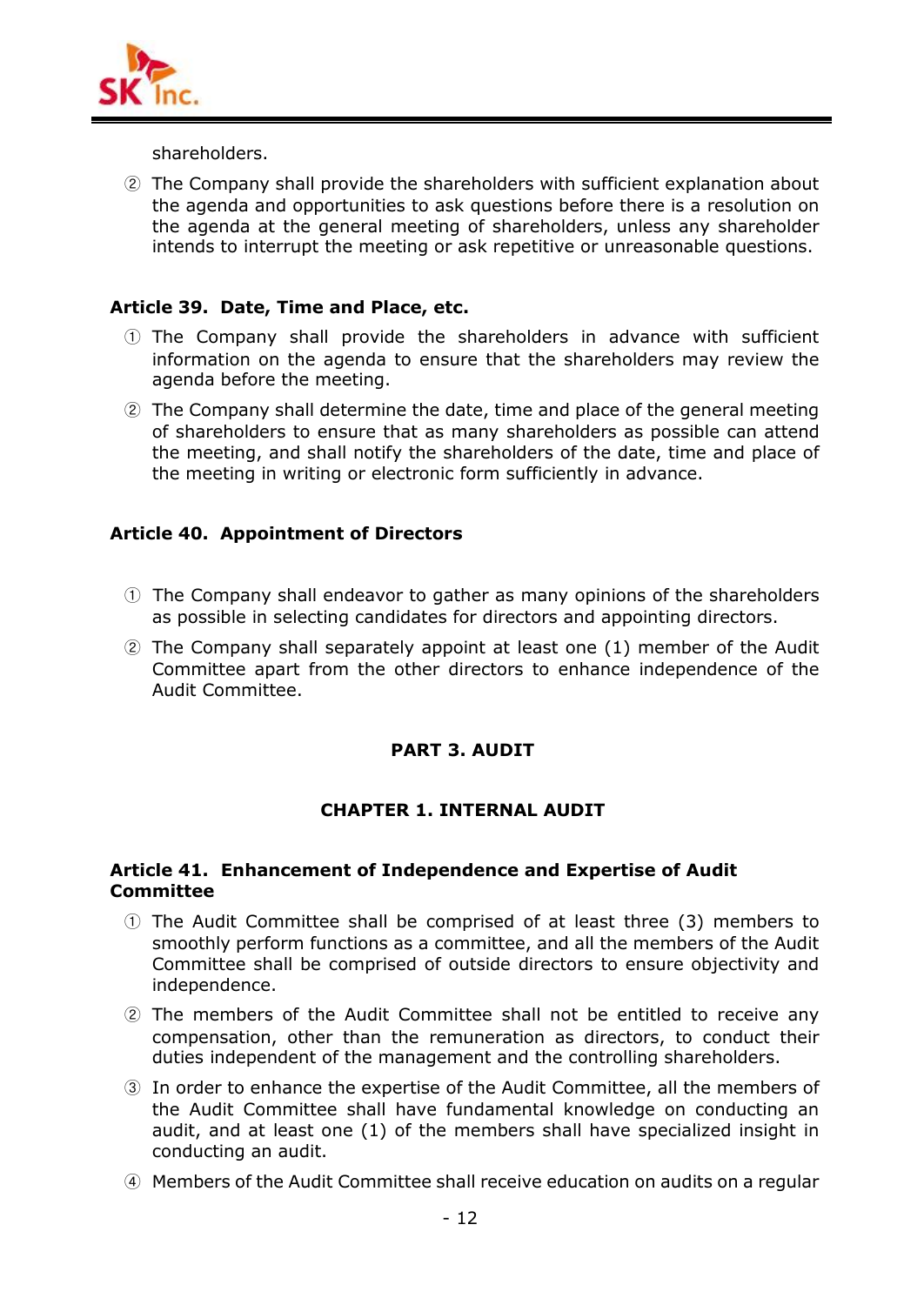shareholders.

② The Company shall provide the shareholders with sufficient explanation about the agenda and opportunities to ask questions before there is a resolution on the agenda at the general meeting of shareholders, unless any shareholder intends to interrupt the meeting or ask repetitive or unreasonable questions.

**Article 39. Date, Time and Place, etc.**

① The Company shall provide the shareholders in advance with sufficient information on the agenda to ensure that the shareholders may review the agenda before the meeting.

② The Company shall determine the date, time and place of the general meeting of shareholders to ensure that as many shareholders as possible can attend the meeting, and shall notify the shareholders of the date, time and place of the meeting in writing or electronic form sufficiently in advance.

**Article 40. Appointment of Directors**

① The Company shall endeavor to gather as many opinions of the shareholders as possible in selecting candidates for directors and appointing directors.

② The Company shall separately appoint at least one (1) member of the Audit Committee apart from the other directors to enhance independence of the Audit Committee.

## PART 3. AUDIT

### CHAPTER 1. INTERNAL AUDIT

**Article 41. Enhancement of Independence and Expertise of Audit Committee**

① The Audit Committee shall be comprised of at least three (3) members to smoothly perform functions as a committee, and all the members of the Audit Committee shall be comprised of outside directors to ensure objectivity and independence.

② The members of the Audit Committee shall not be entitled to receive any compensation, other than the remuneration as directors, to conduct their duties independent of the management and the controlling shareholders.

③ In order to enhance the expertise of the Audit Committee, all the members of the Audit Committee shall have fundamental knowledge on conducting an audit, and at least one (1) of the members shall have specialized insight in conducting an audit.

④ Members of the Audit Committee shall receive education on audits on a regular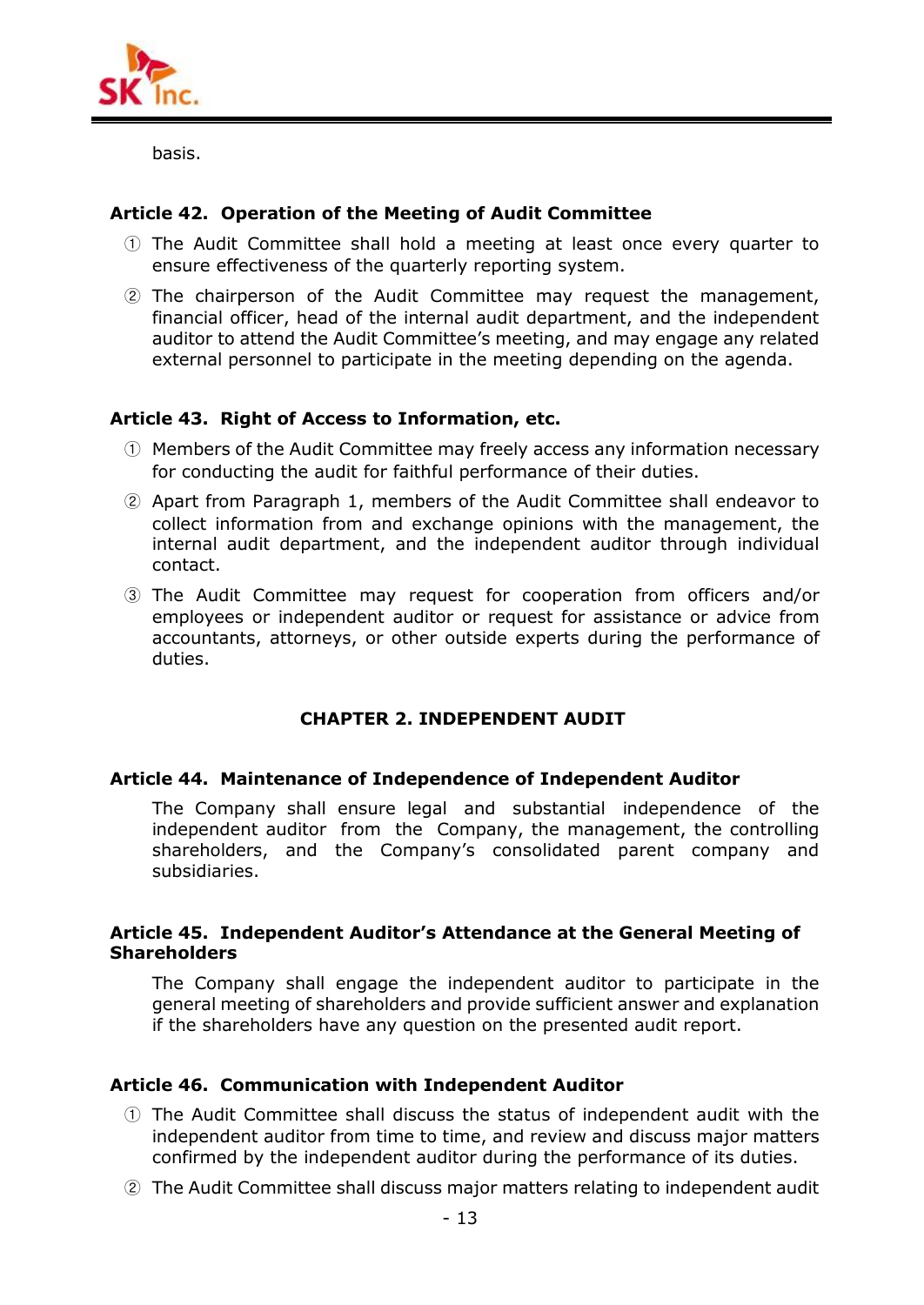basis.

### Article 42. Operation of the Meeting of Audit Committee

① The Audit Committee shall hold a meeting at least once every quarter to ensure effectiveness of the quarterly reporting system.

② The chairperson of the Audit Committee may request the management, financial officer, head of the internal audit department, and the independent auditor to attend the Audit Committee's meeting, and may engage any related external personnel to participate in the meeting depending on the agenda.

### Article 43. Right of Access to Information, etc.

① Members of the Audit Committee may freely access any information necessary for conducting the audit for faithful performance of their duties.

② Apart from Paragraph 1, members of the Audit Committee shall endeavor to collect information from and exchange opinions with the management, the internal audit department, and the independent auditor through individual contact.

③ The Audit Committee may request for cooperation from officers and/or employees or independent auditor or request for assistance or advice from accountants, attorneys, or other outside experts during the performance of duties.

## CHAPTER 2. INDEPENDENT AUDIT

### Article 44. Maintenance of Independence of Independent Auditor

The Company shall ensure legal and substantial independence of the independent auditor from the Company, the management, the controlling shareholders, and the Company's consolidated parent company and subsidiaries.

### Article 45. Independent Auditor's Attendance at the General Meeting of Shareholders

The Company shall engage the independent auditor to participate in the general meeting of shareholders and provide sufficient answer and explanation if the shareholders have any question on the presented audit report.

### Article 46. Communication with Independent Auditor

① The Audit Committee shall discuss the status of independent audit with the independent auditor from time to time, and review and discuss major matters confirmed by the independent auditor during the performance of its duties.

② The Audit Committee shall discuss major matters relating to independent audit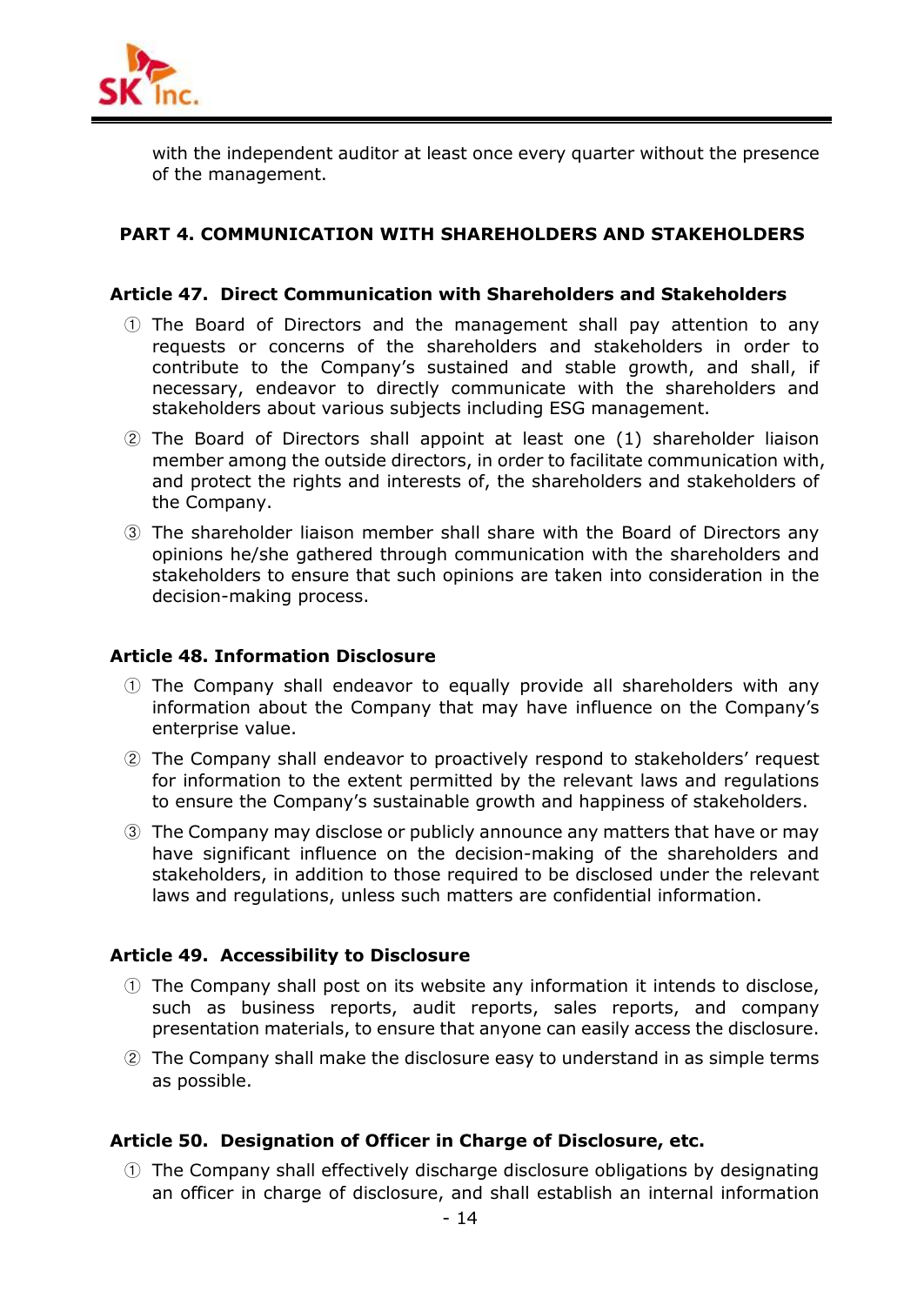with the independent auditor at least once every quarter without the presence of the management.

## PART 4. COMMUNICATION WITH SHAREHOLDERS AND STAKEHOLDERS

### Article 47. Direct Communication with Shareholders and Stakeholders

① The Board of Directors and the management shall pay attention to any requests or concerns of the shareholders and stakeholders in order to contribute to the Company's sustained and stable growth, and shall, if necessary, endeavor to directly communicate with the shareholders and stakeholders about various subjects including ESG management.

② The Board of Directors shall appoint at least one (1) shareholder liaison member among the outside directors, in order to facilitate communication with, and protect the rights and interests of, the shareholders and stakeholders of the Company.

③ The shareholder liaison member shall share with the Board of Directors any opinions he/she gathered through communication with the shareholders and stakeholders to ensure that such opinions are taken into consideration in the decision-making process.

### Article 48. Information Disclosure

① The Company shall endeavor to equally provide all shareholders with any information about the Company that may have influence on the Company's enterprise value.

② The Company shall endeavor to proactively respond to stakeholders' request for information to the extent permitted by the relevant laws and regulations to ensure the Company's sustainable growth and happiness of stakeholders.

③ The Company may disclose or publicly announce any matters that have or may have significant influence on the decision-making of the shareholders and stakeholders, in addition to those required to be disclosed under the relevant laws and regulations, unless such matters are confidential information.

### Article 49. Accessibility to Disclosure

① The Company shall post on its website any information it intends to disclose, such as business reports, audit reports, sales reports, and company presentation materials, to ensure that anyone can easily access the disclosure.

② The Company shall make the disclosure easy to understand in as simple terms as possible.

### Article 50. Designation of Officer in Charge of Disclosure, etc.

① The Company shall effectively discharge disclosure obligations by designating an officer in charge of disclosure, and shall establish an internal information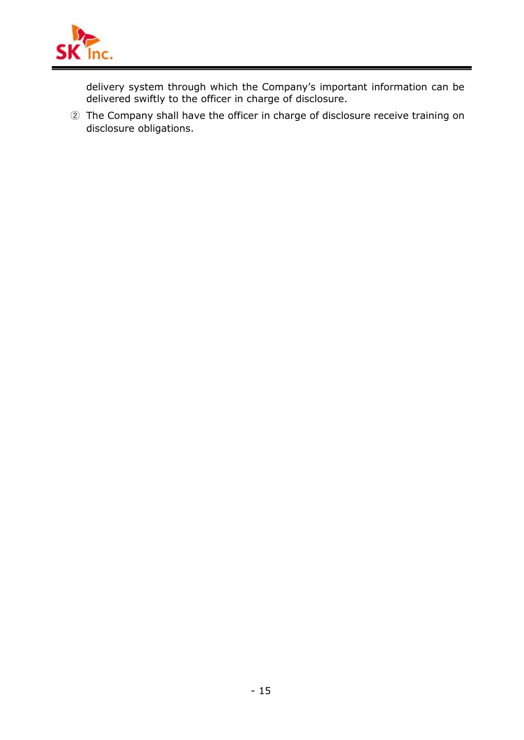delivery system through which the Company's important information can be delivered swiftly to the officer in charge of disclosure.

② The Company shall have the officer in charge of disclosure receive training on disclosure obligations.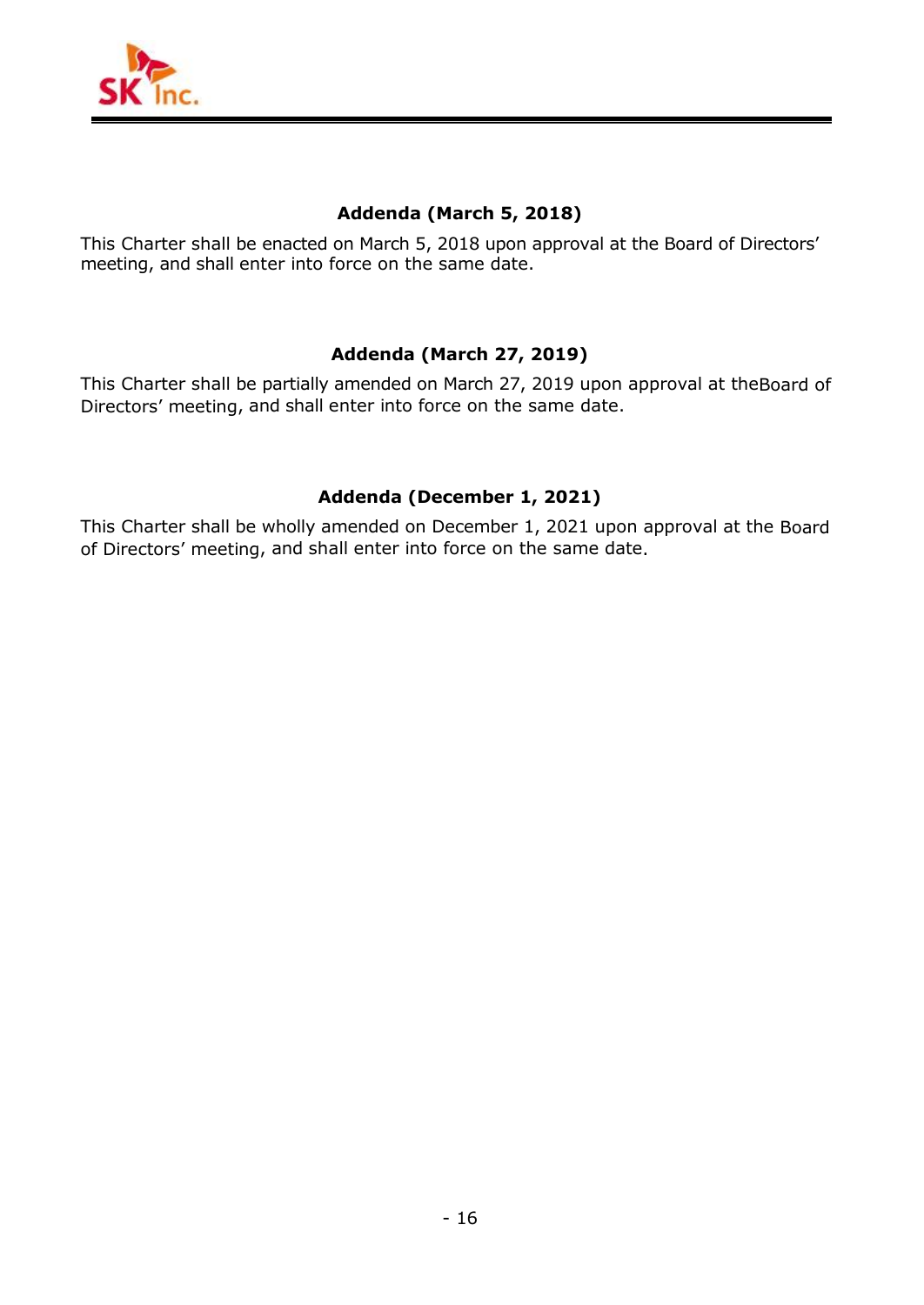## Addenda (March 5, 2018)

This Charter shall be enacted on March 5, 2018 upon approval at the Board of Directors' meeting, and shall enter into force on the same date.

## Addenda (March 27, 2019)

This Charter shall be partially amended on March 27, 2019 upon approval at theBoard of Directors' meeting, and shall enter into force on the same date.

## Addenda (December 1, 2021)

This Charter shall be wholly amended on December 1, 2021 upon approval at the Board of Directors' meeting, and shall enter into force on the same date.